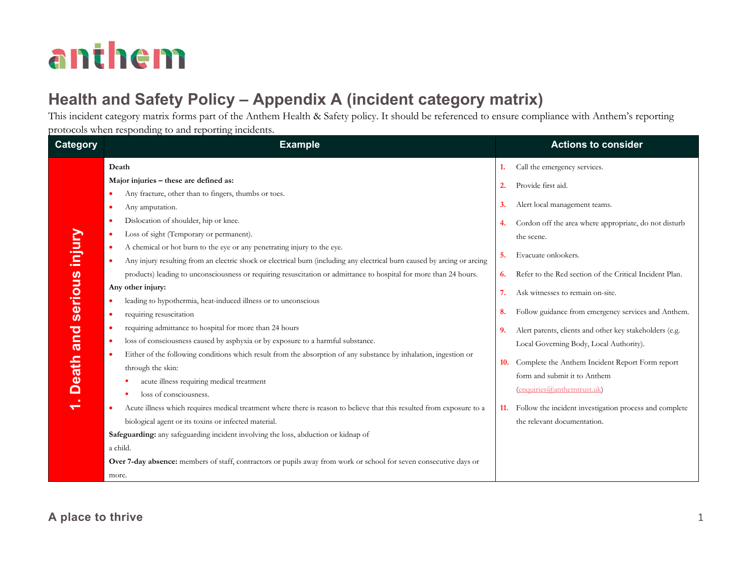anthem

# Health and Safety Policy – Appendix A (incident category matrix)

This incident category matrix forms part of the Anthem Health & Safety policy. It should be referenced to ensure compliance with Anthem's reporting protocols when responding to and reporting incidents.

| Category | Example | Actions to consider |
|---|---|---|
| **1. Death and serious injury** | **Death**<br>**Major injuries – these are defined as:**<br>• Any fracture, other than to fingers, thumbs or toes.<br>• Any amputation.<br>• Dislocation of shoulder, hip or knee.<br>• Loss of sight (Temporary or permanent).<br>• A chemical or hot burn to the eye or any penetrating injury to the eye.<br>• Any injury resulting from an electric shock or electrical burn (including any electrical burn caused by arcing or arcing products) leading to unconsciousness or requiring resuscitation or admittance to hospital for more than 24 hours.<br>**Any other injury:**<br>• leading to hypothermia, heat-induced illness or to unconscious<br>• requiring resuscitation<br>• requiring admittance to hospital for more than 24 hours<br>• loss of consciousness caused by asphyxia or by exposure to a harmful substance.<br>• Either of the following conditions which result from the absorption of any substance by inhalation, ingestion or through the skin:<br>&nbsp;&nbsp;▪ acute illness requiring medical treatment<br>&nbsp;&nbsp;▪ loss of consciousness.<br>• Acute illness which requires medical treatment where there is reason to believe that this resulted from exposure to a biological agent or its toxins or infected material.<br>**Safeguarding:** any safeguarding incident involving the loss, abduction or kidnap of a child.<br>**Over 7-day absence:** members of staff, contractors or pupils away from work or school for seven consecutive days or more. | 1. Call the emergency services.<br>2. Provide first aid.<br>3. Alert local management teams.<br>4. Cordon off the area where appropriate, do not disturb the scene.<br>5. Evacuate onlookers.<br>6. Refer to the Red section of the Critical Incident Plan.<br>7. Ask witnesses to remain on-site.<br>8. Follow guidance from emergency services and Anthem.<br>9. Alert parents, clients and other key stakeholders (e.g. Local Governing Body, Local Authority).<br>10. Complete the Anthem Incident Report Form report form and submit it to Anthem (enquiries@anthemtrust.uk)<br>11. Follow the incident investigation process and complete the relevant documentation. |

A place to thrive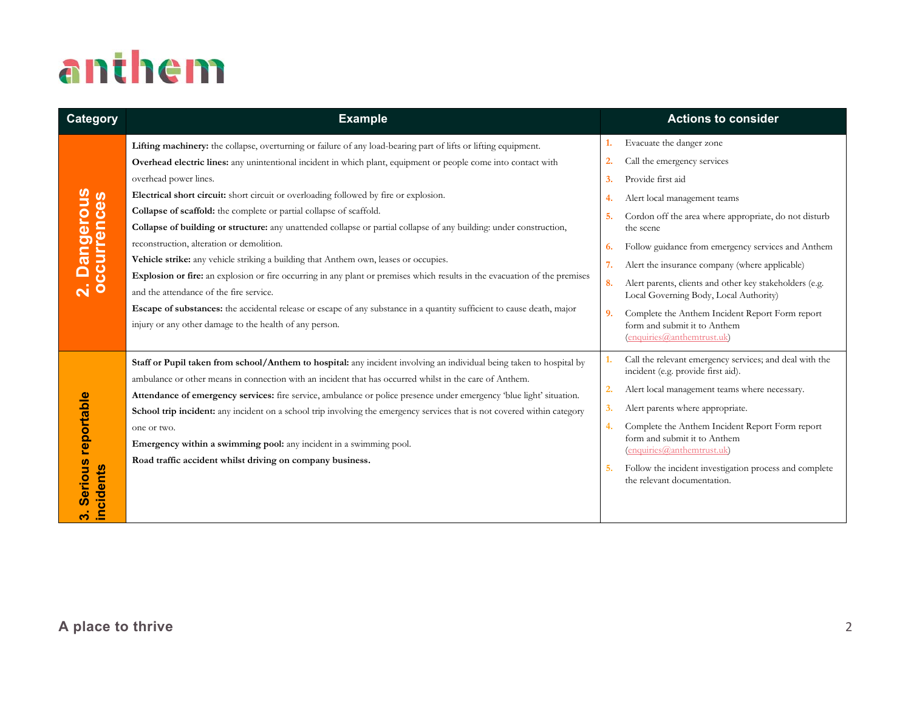| Category | Example | Actions to consider |
|---|---|---|
| **2. Dangerous occurrences** | **Lifting machinery:** the collapse, overturning or failure of any load-bearing part of lifts or lifting equipment.<br>**Overhead electric lines:** any unintentional incident in which plant, equipment or people come into contact with overhead power lines.<br>**Electrical short circuit:** short circuit or overloading followed by fire or explosion.<br>**Collapse of scaffold:** the complete or partial collapse of scaffold.<br>**Collapse of building or structure:** any unattended collapse or partial collapse of any building: under construction, reconstruction, alteration or demolition.<br>**Vehicle strike:** any vehicle striking a building that Anthem own, leases or occupies.<br>**Explosion or fire:** an explosion or fire occurring in any plant or premises which results in the evacuation of the premises and the attendance of the fire service.<br>**Escape of substances:** the accidental release or escape of any substance in a quantity sufficient to cause death, major injury or any other damage to the health of any person. | 1. Evacuate the danger zone<br>2. Call the emergency services<br>3. Provide first aid<br>4. Alert local management teams<br>5. Cordon off the area where appropriate, do not disturb the scene<br>6. Follow guidance from emergency services and Anthem<br>7. Alert the insurance company (where applicable)<br>8. Alert parents, clients and other key stakeholders (e.g. Local Governing Body, Local Authority)<br>9. Complete the Anthem Incident Report Form report form and submit it to Anthem (enquiries@anthemtrust.uk) |
| **3. Serious reportable incidents** | **Staff or Pupil taken from school/Anthem to hospital:** any incident involving an individual being taken to hospital by ambulance or other means in connection with an incident that has occurred whilst in the care of Anthem.<br>**Attendance of emergency services:** fire service, ambulance or police presence under emergency 'blue light' situation.<br>**School trip incident:** any incident on a school trip involving the emergency services that is not covered within category one or two.<br>**Emergency within a swimming pool:** any incident in a swimming pool.<br>**Road traffic accident whilst driving on company business.** | 1. Call the relevant emergency services; and deal with the incident (e.g. provide first aid).<br>2. Alert local management teams where necessary.<br>3. Alert parents where appropriate.<br>4. Complete the Anthem Incident Report Form report form and submit it to Anthem (enquiries@anthemtrust.uk)<br>5. Follow the incident investigation process and complete the relevant documentation. |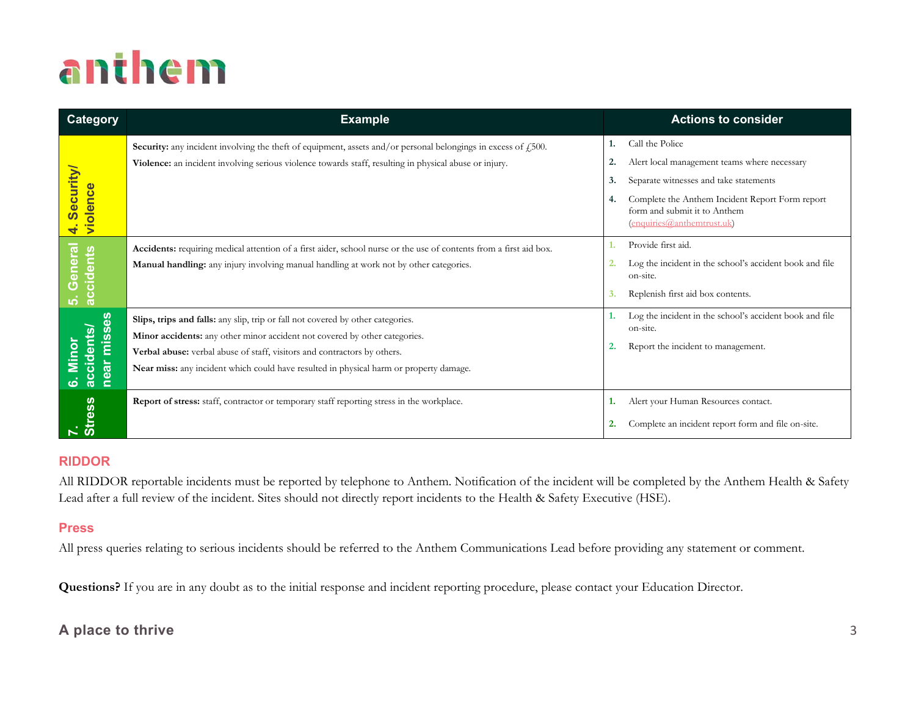anthem

| Category | Example | Actions to consider |
|---|---|---|
| 4. Security/ violence | **Security:** any incident involving the theft of equipment, assets and/or personal belongings in excess of £500.<br>**Violence:** an incident involving serious violence towards staff, resulting in physical abuse or injury. | 1. Call the Police<br>2. Alert local management teams where necessary<br>3. Separate witnesses and take statements<br>4. Complete the Anthem Incident Report Form report form and submit it to Anthem (enquiries@anthemtrust.uk) |
| 5. General accidents | **Accidents:** requiring medical attention of a first aider, school nurse or the use of contents from a first aid box.<br>**Manual handling:** any injury involving manual handling at work not by other categories. | 1. Provide first aid.<br>2. Log the incident in the school's accident book and file on-site.<br>3. Replenish first aid box contents. |
| 6. Minor accidents/ near misses | **Slips, trips and falls:** any slip, trip or fall not covered by other categories.<br>**Minor accidents:** any other minor accident not covered by other categories.<br>**Verbal abuse:** verbal abuse of staff, visitors and contractors by others.<br>**Near miss:** any incident which could have resulted in physical harm or property damage. | 1. Log the incident in the school's accident book and file on-site.<br>2. Report the incident to management. |
| 7. Stress | **Report of stress:** staff, contractor or temporary staff reporting stress in the workplace. | 1. Alert your Human Resources contact.<br>2. Complete an incident report form and file on-site. |

## RIDDOR

All RIDDOR reportable incidents must be reported by telephone to Anthem. Notification of the incident will be completed by the Anthem Health & Safety Lead after a full review of the incident. Sites should not directly report incidents to the Health & Safety Executive (HSE).

## Press

All press queries relating to serious incidents should be referred to the Anthem Communications Lead before providing any statement or comment.

**Questions?** If you are in any doubt as to the initial response and incident reporting procedure, please contact your Education Director.

A place to thrive